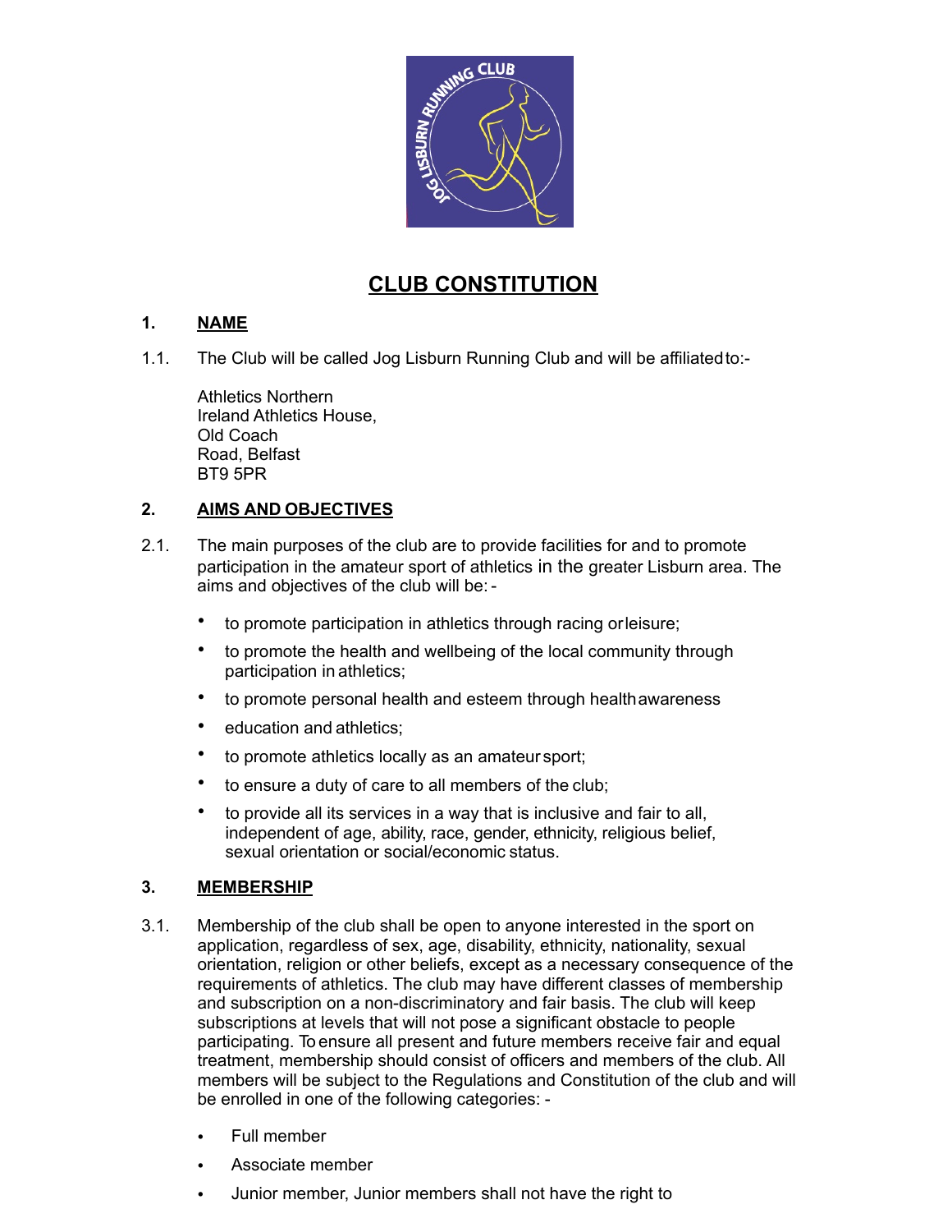# CLUB CONSTITUTION

## 1. NAME

1.1. The Club will be called Jog Lisburn Running Club and will be affiliated to:-

Athletics Northern
Ireland Athletics House,
Old Coach
Road, Belfast
BT9 5PR

## 2. AIMS AND OBJECTIVES

2.1. The main purposes of the club are to provide facilities for and to promote participation in the amateur sport of athletics in the greater Lisburn area. The aims and objectives of the club will be: -

- to promote participation in athletics through racing or leisure;
- to promote the health and wellbeing of the local community through participation in athletics;
- to promote personal health and esteem through health awareness
- education and athletics;
- to promote athletics locally as an amateur sport;
- to ensure a duty of care to all members of the club;
- to provide all its services in a way that is inclusive and fair to all, independent of age, ability, race, gender, ethnicity, religious belief, sexual orientation or social/economic status.

## 3. MEMBERSHIP

3.1. Membership of the club shall be open to anyone interested in the sport on application, regardless of sex, age, disability, ethnicity, nationality, sexual orientation, religion or other beliefs, except as a necessary consequence of the requirements of athletics. The club may have different classes of membership and subscription on a non-discriminatory and fair basis. The club will keep subscriptions at levels that will not pose a significant obstacle to people participating. To ensure all present and future members receive fair and equal treatment, membership should consist of officers and members of the club. All members will be subject to the Regulations and Constitution of the club and will be enrolled in one of the following categories: -

- Full member
- Associate member
- Junior member, Junior members shall not have the right to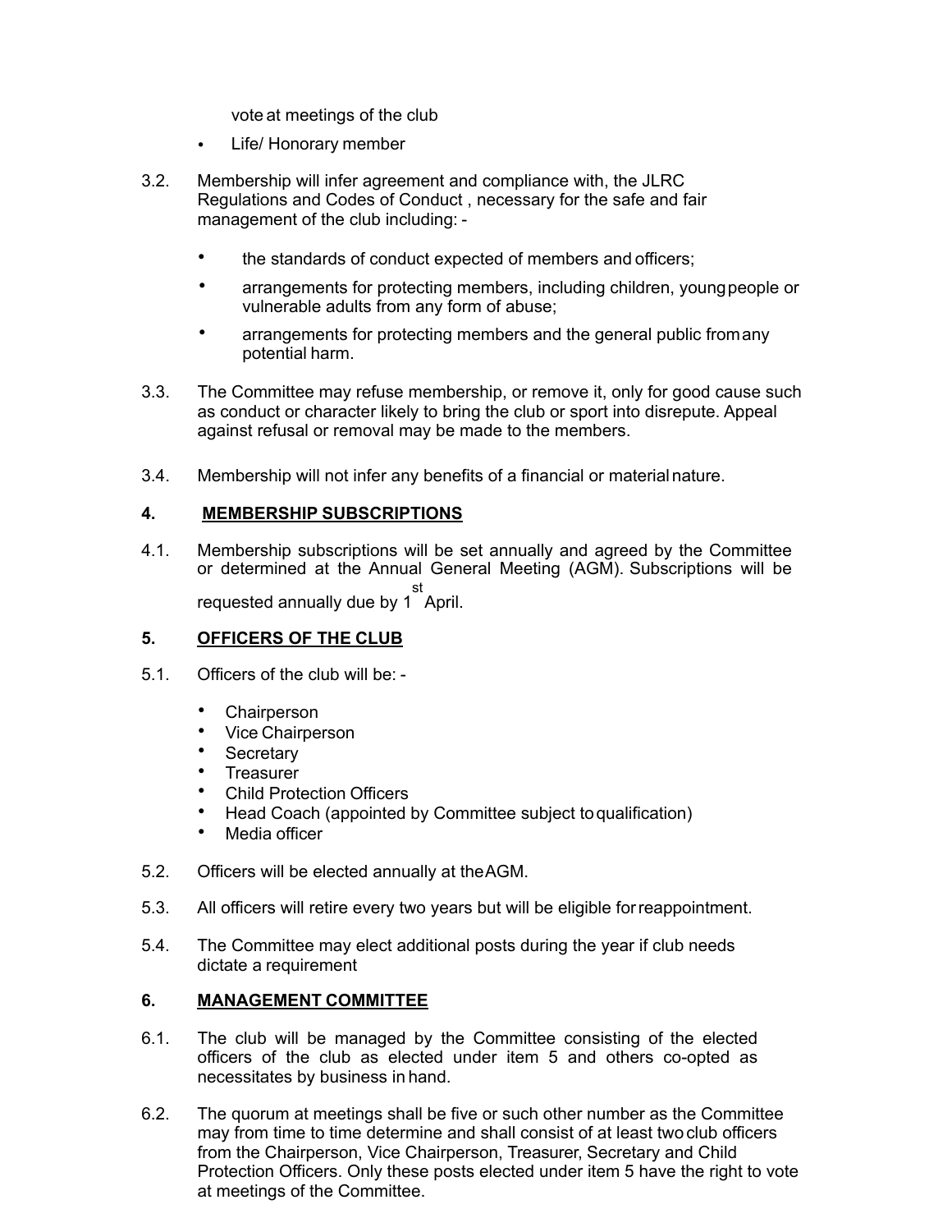vote at meetings of the club

- Life/ Honorary member

3.2. Membership will infer agreement and compliance with, the JLRC Regulations and Codes of Conduct , necessary for the safe and fair management of the club including: -

- the standards of conduct expected of members and officers;
- arrangements for protecting members, including children, young people or vulnerable adults from any form of abuse;
- arrangements for protecting members and the general public from any potential harm.

3.3. The Committee may refuse membership, or remove it, only for good cause such as conduct or character likely to bring the club or sport into disrepute. Appeal against refusal or removal may be made to the members.

3.4. Membership will not infer any benefits of a financial or material nature.

## 4. MEMBERSHIP SUBSCRIPTIONS

4.1. Membership subscriptions will be set annually and agreed by the Committee or determined at the Annual General Meeting (AGM). Subscriptions will be requested annually due by 1st April.

## 5. OFFICERS OF THE CLUB

5.1. Officers of the club will be: -

- Chairperson
- Vice Chairperson
- Secretary
- Treasurer
- Child Protection Officers
- Head Coach (appointed by Committee subject to qualification)
- Media officer

5.2. Officers will be elected annually at the AGM.

5.3. All officers will retire every two years but will be eligible for reappointment.

5.4. The Committee may elect additional posts during the year if club needs dictate a requirement

## 6. MANAGEMENT COMMITTEE

6.1. The club will be managed by the Committee consisting of the elected officers of the club as elected under item 5 and others co-opted as necessitates by business in hand.

6.2. The quorum at meetings shall be five or such other number as the Committee may from time to time determine and shall consist of at least two club officers from the Chairperson, Vice Chairperson, Treasurer, Secretary and Child Protection Officers. Only these posts elected under item 5 have the right to vote at meetings of the Committee.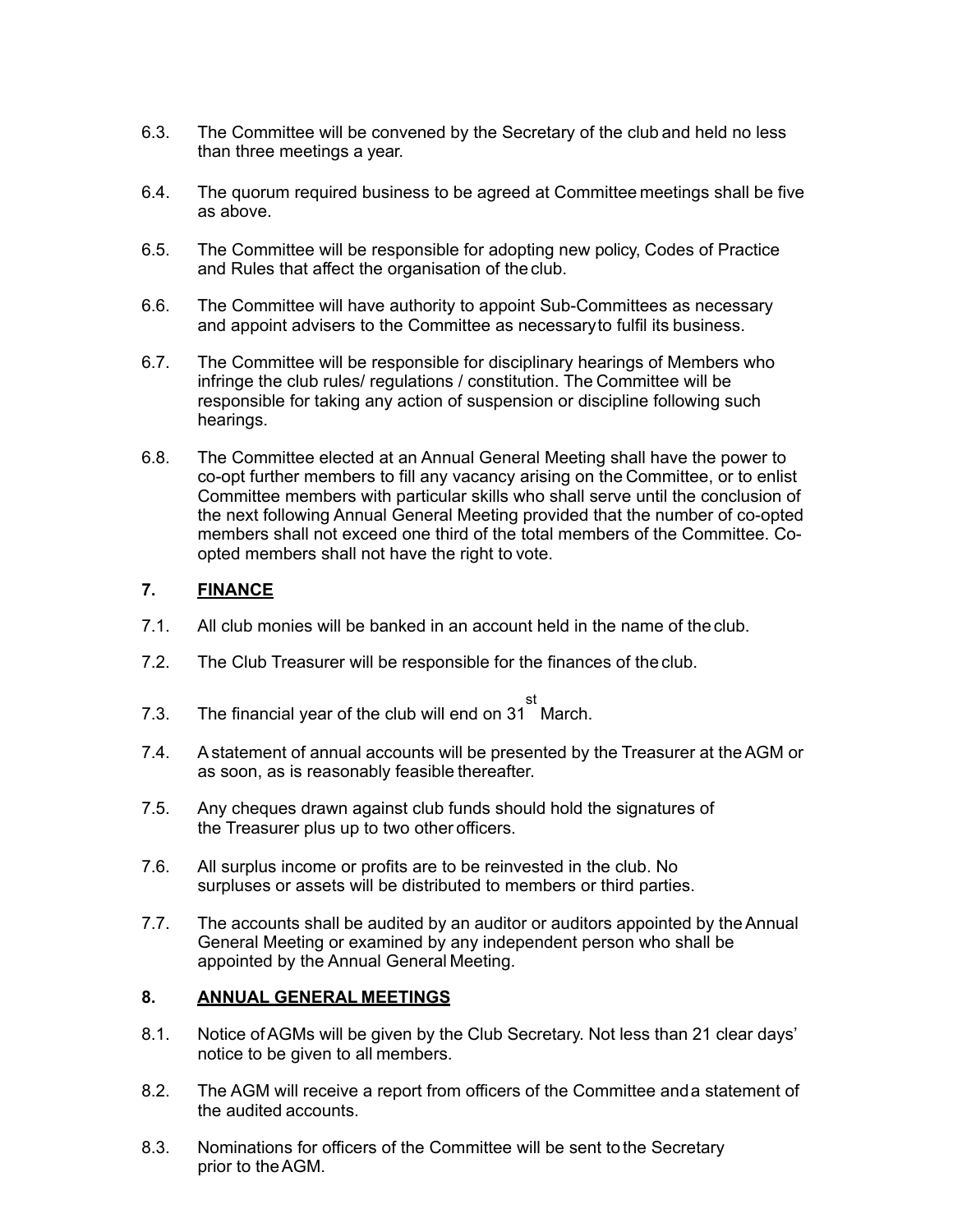6.3. The Committee will be convened by the Secretary of the club and held no less than three meetings a year.

6.4. The quorum required business to be agreed at Committee meetings shall be five as above.

6.5. The Committee will be responsible for adopting new policy, Codes of Practice and Rules that affect the organisation of the club.

6.6. The Committee will have authority to appoint Sub-Committees as necessary and appoint advisers to the Committee as necessary to fulfil its business.

6.7. The Committee will be responsible for disciplinary hearings of Members who infringe the club rules/ regulations / constitution. The Committee will be responsible for taking any action of suspension or discipline following such hearings.

6.8. The Committee elected at an Annual General Meeting shall have the power to co-opt further members to fill any vacancy arising on the Committee, or to enlist Committee members with particular skills who shall serve until the conclusion of the next following Annual General Meeting provided that the number of co-opted members shall not exceed one third of the total members of the Committee. Co-opted members shall not have the right to vote.

## 7. FINANCE

7.1. All club monies will be banked in an account held in the name of the club.

7.2. The Club Treasurer will be responsible for the finances of the club.

7.3. The financial year of the club will end on 31st March.

7.4. A statement of annual accounts will be presented by the Treasurer at the AGM or as soon, as is reasonably feasible thereafter.

7.5. Any cheques drawn against club funds should hold the signatures of the Treasurer plus up to two other officers.

7.6. All surplus income or profits are to be reinvested in the club. No surpluses or assets will be distributed to members or third parties.

7.7. The accounts shall be audited by an auditor or auditors appointed by the Annual General Meeting or examined by any independent person who shall be appointed by the Annual General Meeting.

## 8. ANNUAL GENERAL MEETINGS

8.1. Notice of AGMs will be given by the Club Secretary. Not less than 21 clear days' notice to be given to all members.

8.2. The AGM will receive a report from officers of the Committee and a statement of the audited accounts.

8.3. Nominations for officers of the Committee will be sent to the Secretary prior to the AGM.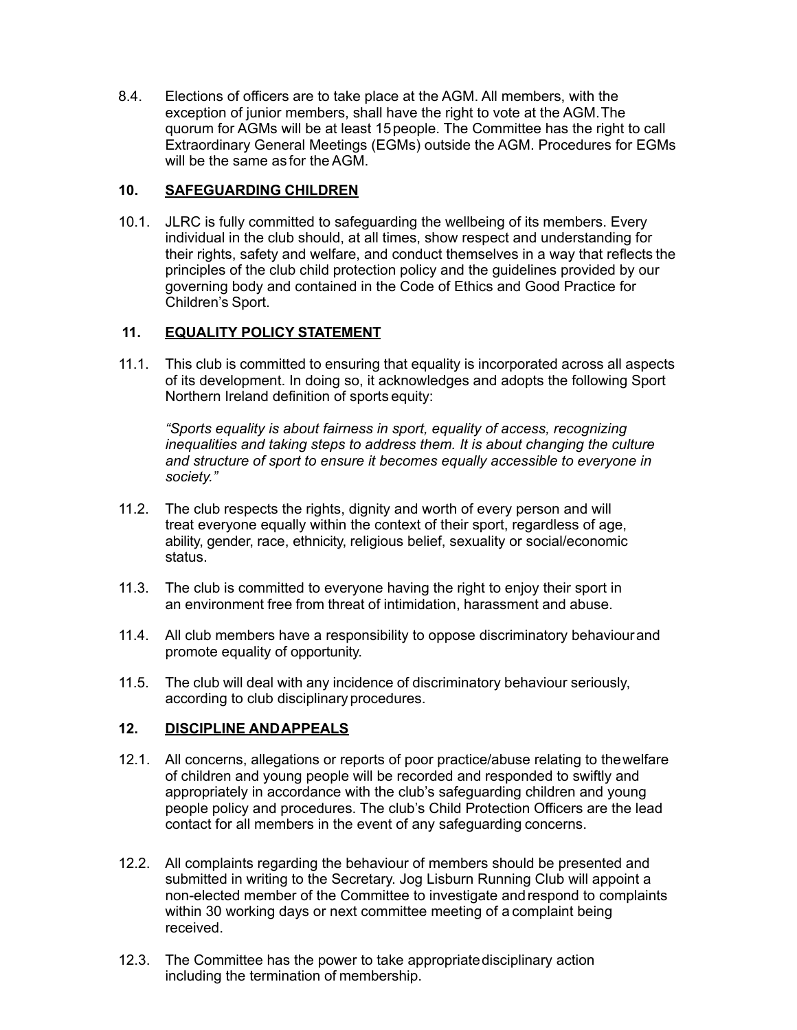8.4. Elections of officers are to take place at the AGM. All members, with the exception of junior members, shall have the right to vote at the AGM. The quorum for AGMs will be at least 15 people. The Committee has the right to call Extraordinary General Meetings (EGMs) outside the AGM. Procedures for EGMs will be the same as for the AGM.

## 10. SAFEGUARDING CHILDREN

10.1. JLRC is fully committed to safeguarding the wellbeing of its members. Every individual in the club should, at all times, show respect and understanding for their rights, safety and welfare, and conduct themselves in a way that reflects the principles of the club child protection policy and the guidelines provided by our governing body and contained in the Code of Ethics and Good Practice for Children's Sport.

## 11. EQUALITY POLICY STATEMENT

11.1. This club is committed to ensuring that equality is incorporated across all aspects of its development. In doing so, it acknowledges and adopts the following Sport Northern Ireland definition of sports equity:

*"Sports equality is about fairness in sport, equality of access, recognizing inequalities and taking steps to address them. It is about changing the culture and structure of sport to ensure it becomes equally accessible to everyone in society."*

11.2. The club respects the rights, dignity and worth of every person and will treat everyone equally within the context of their sport, regardless of age, ability, gender, race, ethnicity, religious belief, sexuality or social/economic status.

11.3. The club is committed to everyone having the right to enjoy their sport in an environment free from threat of intimidation, harassment and abuse.

11.4. All club members have a responsibility to oppose discriminatory behaviour and promote equality of opportunity.

11.5. The club will deal with any incidence of discriminatory behaviour seriously, according to club disciplinary procedures.

## 12. DISCIPLINE AND APPEALS

12.1. All concerns, allegations or reports of poor practice/abuse relating to the welfare of children and young people will be recorded and responded to swiftly and appropriately in accordance with the club's safeguarding children and young people policy and procedures. The club's Child Protection Officers are the lead contact for all members in the event of any safeguarding concerns.

12.2. All complaints regarding the behaviour of members should be presented and submitted in writing to the Secretary. Jog Lisburn Running Club will appoint a non-elected member of the Committee to investigate and respond to complaints within 30 working days or next committee meeting of a complaint being received.

12.3. The Committee has the power to take appropriate disciplinary action including the termination of membership.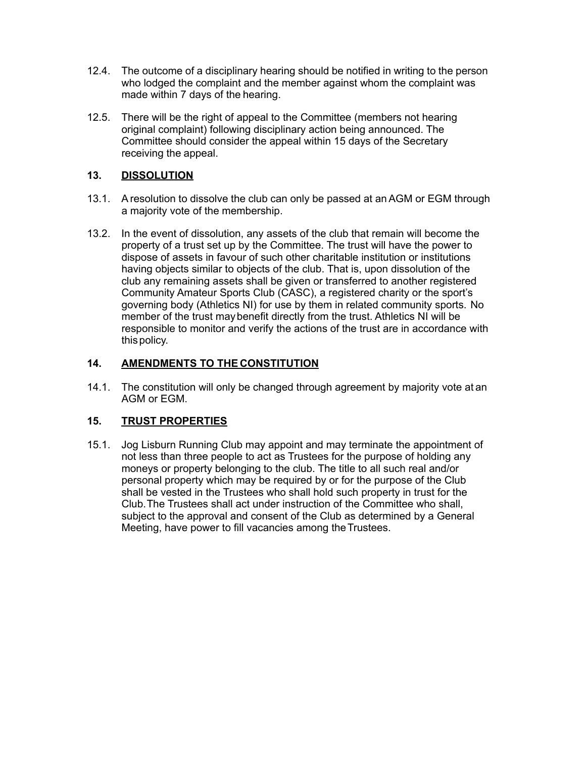12.4. The outcome of a disciplinary hearing should be notified in writing to the person who lodged the complaint and the member against whom the complaint was made within 7 days of the hearing.

12.5. There will be the right of appeal to the Committee (members not hearing original complaint) following disciplinary action being announced. The Committee should consider the appeal within 15 days of the Secretary receiving the appeal.

## 13. DISSOLUTION

13.1. A resolution to dissolve the club can only be passed at an AGM or EGM through a majority vote of the membership.

13.2. In the event of dissolution, any assets of the club that remain will become the property of a trust set up by the Committee. The trust will have the power to dispose of assets in favour of such other charitable institution or institutions having objects similar to objects of the club. That is, upon dissolution of the club any remaining assets shall be given or transferred to another registered Community Amateur Sports Club (CASC), a registered charity or the sport's governing body (Athletics NI) for use by them in related community sports. No member of the trust may benefit directly from the trust. Athletics NI will be responsible to monitor and verify the actions of the trust are in accordance with this policy.

## 14. AMENDMENTS TO THE CONSTITUTION

14.1. The constitution will only be changed through agreement by majority vote at an AGM or EGM.

## 15. TRUST PROPERTIES

15.1. Jog Lisburn Running Club may appoint and may terminate the appointment of not less than three people to act as Trustees for the purpose of holding any moneys or property belonging to the club. The title to all such real and/or personal property which may be required by or for the purpose of the Club shall be vested in the Trustees who shall hold such property in trust for the Club. The Trustees shall act under instruction of the Committee who shall, subject to the approval and consent of the Club as determined by a General Meeting, have power to fill vacancies among the Trustees.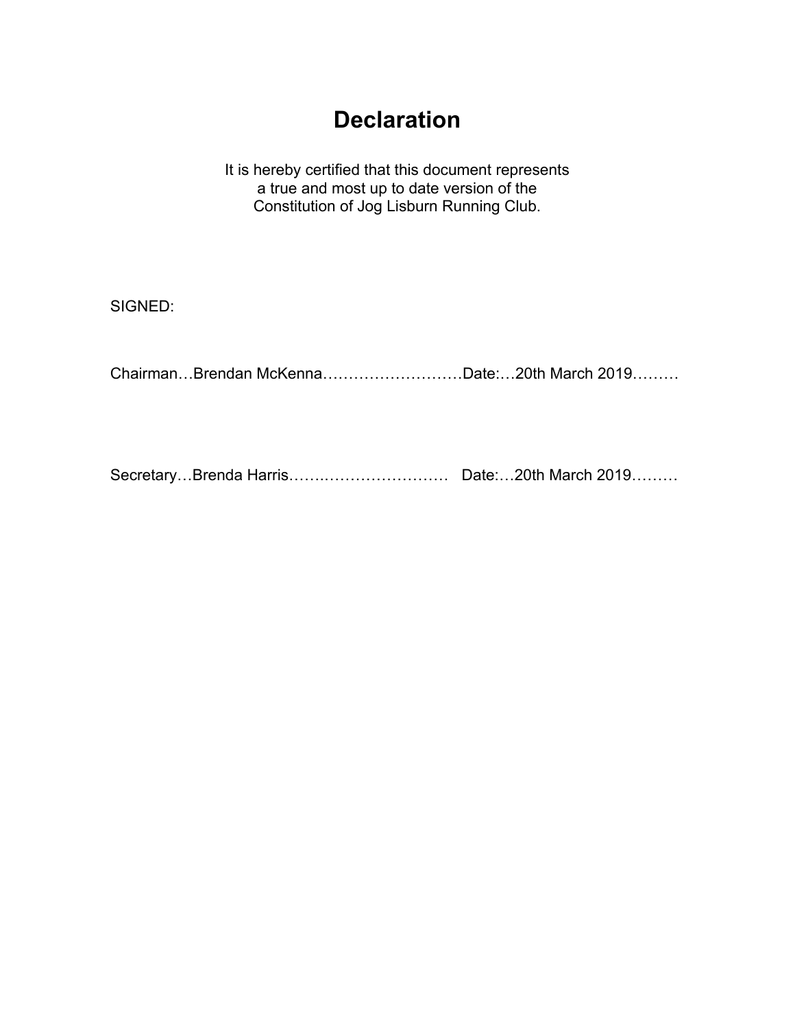# Declaration

It is hereby certified that this document represents
a true and most up to date version of the
Constitution of Jog Lisburn Running Club.

SIGNED:

Chairman…Brendan McKenna………………………Date:…20th March 2019………

Secretary…Brenda Harris…….……………………  Date:…20th March 2019………